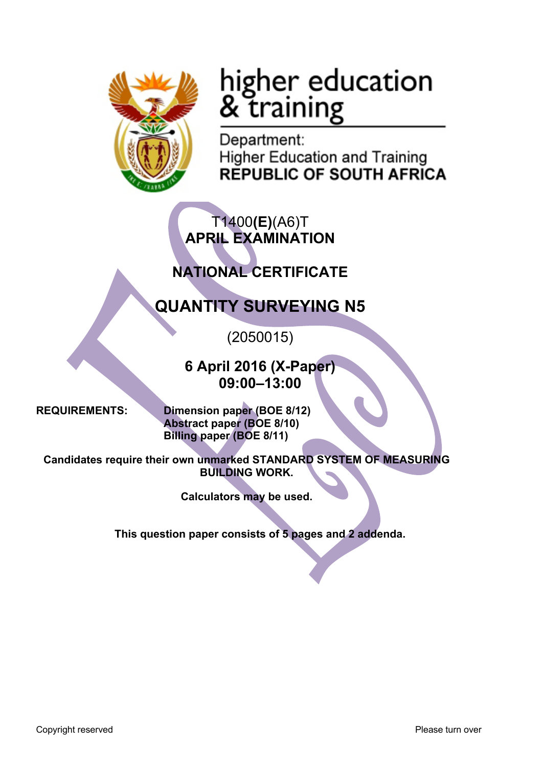higher education & training

Department:
Higher Education and Training
**REPUBLIC OF SOUTH AFRICA**

T1400**(E)**(A6)T
**APRIL EXAMINATION**

**NATIONAL CERTIFICATE**

# QUANTITY SURVEYING N5

(2050015)

**6 April 2016 (X-Paper)**
**09:00–13:00**

**REQUIREMENTS:** **Dimension paper (BOE 8/12)**
**Abstract paper (BOE 8/10)**
**Billing paper (BOE 8/11)**

**Candidates require their own unmarked STANDARD SYSTEM OF MEASURING BUILDING WORK.**

**Calculators may be used.**

**This question paper consists of 5 pages and 2 addenda.**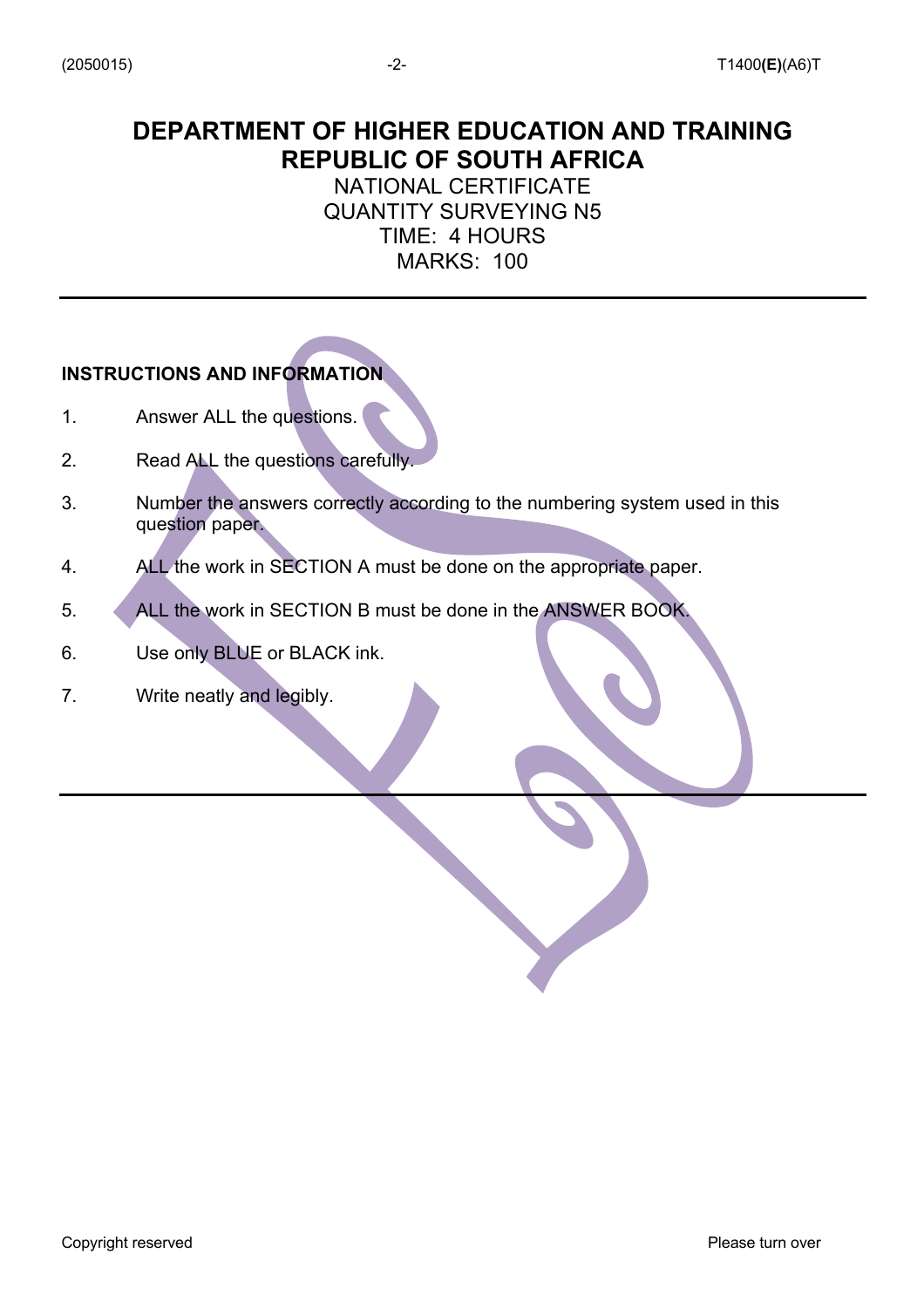# DEPARTMENT OF HIGHER EDUCATION AND TRAINING
# REPUBLIC OF SOUTH AFRICA

NATIONAL CERTIFICATE
QUANTITY SURVEYING N5
TIME: 4 HOURS
MARKS: 100

---

**INSTRUCTIONS AND INFORMATION**

1. Answer ALL the questions.
2. Read ALL the questions carefully.
3. Number the answers correctly according to the numbering system used in this question paper.
4. ALL the work in SECTION A must be done on the appropriate paper.
5. ALL the work in SECTION B must be done in the ANSWER BOOK.
6. Use only BLUE or BLACK ink.
7. Write neatly and legibly.

---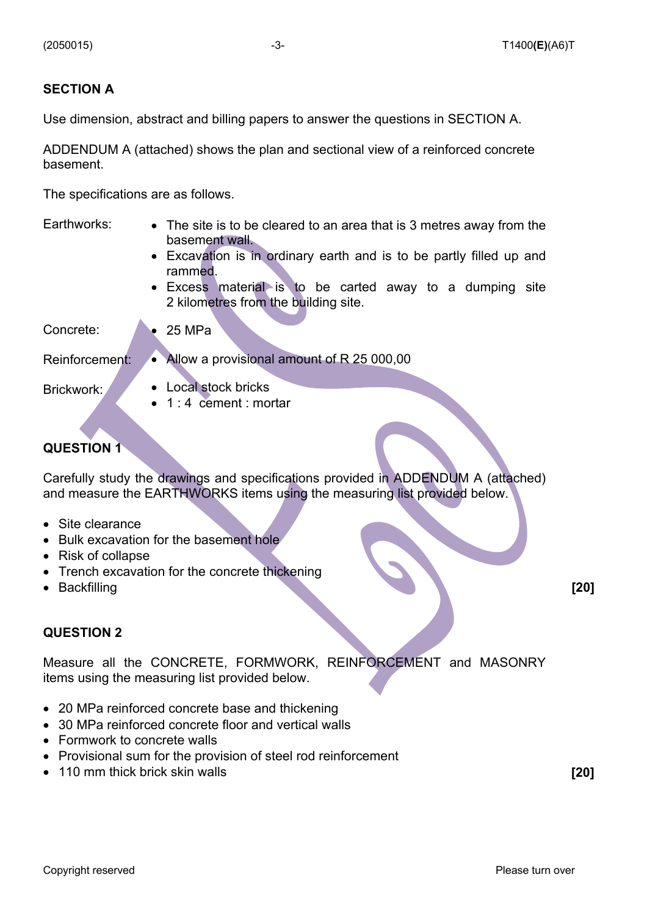## SECTION A

Use dimension, abstract and billing papers to answer the questions in SECTION A.

ADDENDUM A (attached) shows the plan and sectional view of a reinforced concrete basement.

The specifications are as follows.

Earthworks:
- The site is to be cleared to an area that is 3 metres away from the basement wall.
- Excavation is in ordinary earth and is to be partly filled up and rammed.
- Excess material is to be carted away to a dumping site 2 kilometres from the building site.

Concrete:
- 25 MPa

Reinforcement:
- Allow a provisional amount of R 25 000,00

Brickwork:
- Local stock bricks
- 1 : 4 cement : mortar

### QUESTION 1

Carefully study the drawings and specifications provided in ADDENDUM A (attached) and measure the EARTHWORKS items using the measuring list provided below.

- Site clearance
- Bulk excavation for the basement hole
- Risk of collapse
- Trench excavation for the concrete thickening
- Backfilling

**[20]**

### QUESTION 2

Measure all the CONCRETE, FORMWORK, REINFORCEMENT and MASONRY items using the measuring list provided below.

- 20 MPa reinforced concrete base and thickening
- 30 MPa reinforced concrete floor and vertical walls
- Formwork to concrete walls
- Provisional sum for the provision of steel rod reinforcement
- 110 mm thick brick skin walls

**[20]**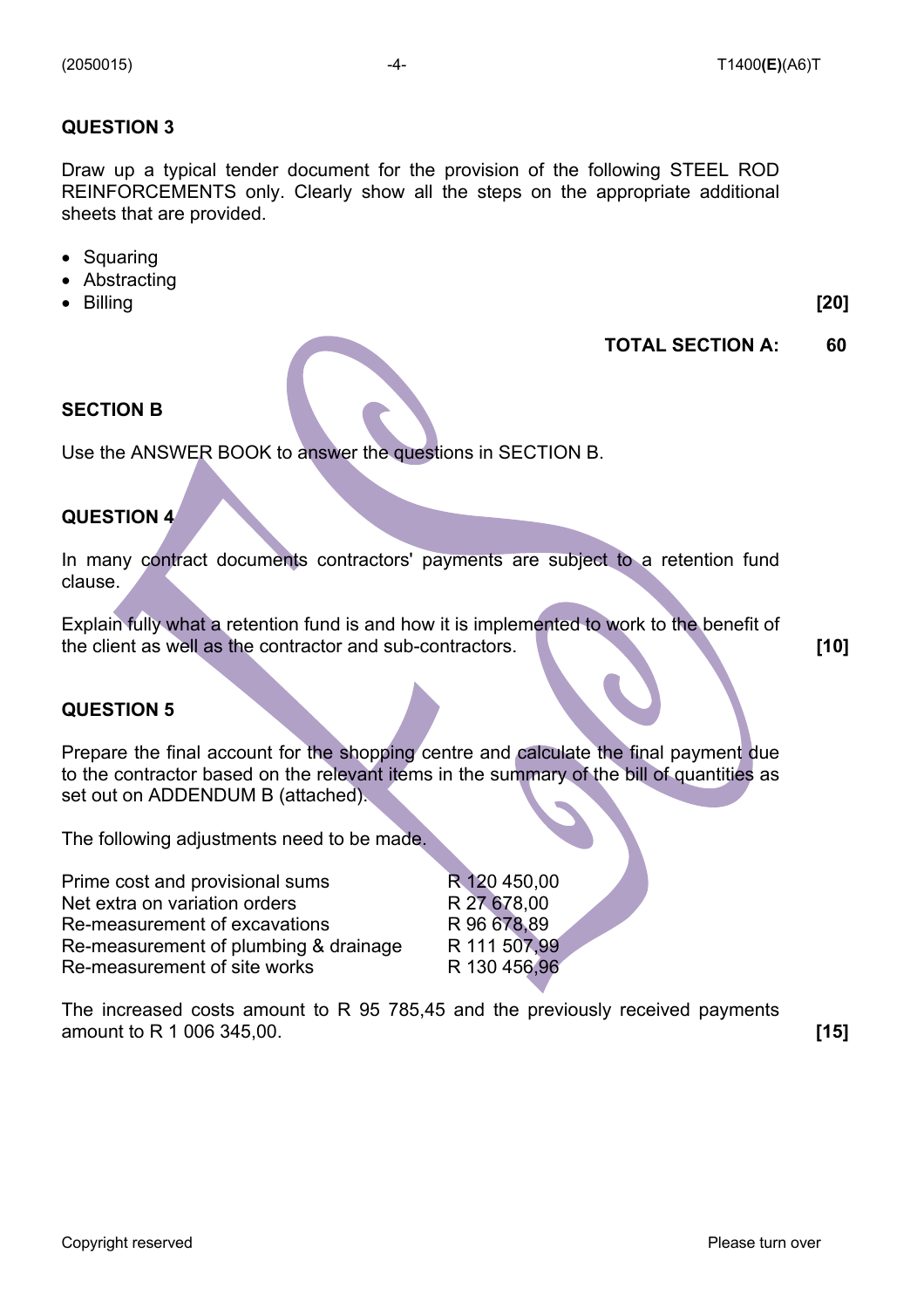## QUESTION 3

Draw up a typical tender document for the provision of the following STEEL ROD REINFORCEMENTS only. Clearly show all the steps on the appropriate additional sheets that are provided.

- Squaring
- Abstracting
- Billing **[20]**

**TOTAL SECTION A: 60**

## SECTION B

Use the ANSWER BOOK to answer the questions in SECTION B.

## QUESTION 4

In many contract documents contractors' payments are subject to a retention fund clause.

Explain fully what a retention fund is and how it is implemented to work to the benefit of the client as well as the contractor and sub-contractors. **[10]**

## QUESTION 5

Prepare the final account for the shopping centre and calculate the final payment due to the contractor based on the relevant items in the summary of the bill of quantities as set out on ADDENDUM B (attached).

The following adjustments need to be made.

| | |
|---|---|
| Prime cost and provisional sums | R 120 450,00 |
| Net extra on variation orders | R 27 678,00 |
| Re-measurement of excavations | R 96 678,89 |
| Re-measurement of plumbing & drainage | R 111 507,99 |
| Re-measurement of site works | R 130 456,96 |

The increased costs amount to R 95 785,45 and the previously received payments amount to R 1 006 345,00. **[15]**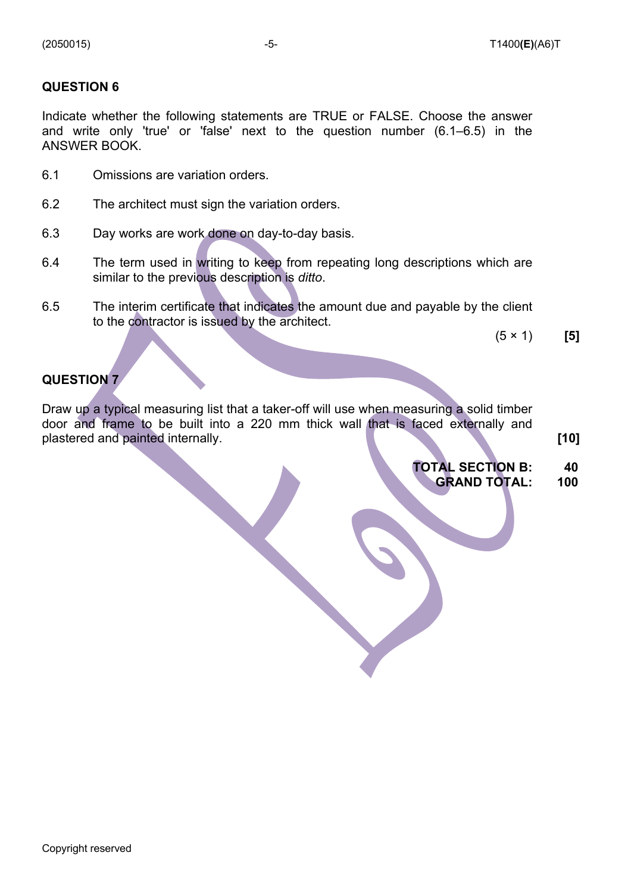## QUESTION 6

Indicate whether the following statements are TRUE or FALSE. Choose the answer and write only 'true' or 'false' next to the question number (6.1–6.5) in the ANSWER BOOK.

6.1 Omissions are variation orders.

6.2 The architect must sign the variation orders.

6.3 Day works are work done on day-to-day basis.

6.4 The term used in writing to keep from repeating long descriptions which are similar to the previous description is *ditto*.

6.5 The interim certificate that indicates the amount due and payable by the client to the contractor is issued by the architect.

(5 × 1) **[5]**

## QUESTION 7

Draw up a typical measuring list that a taker-off will use when measuring a solid timber door and frame to be built into a 220 mm thick wall that is faced externally and plastered and painted internally. **[10]**

**TOTAL SECTION B: 40**
**GRAND TOTAL: 100**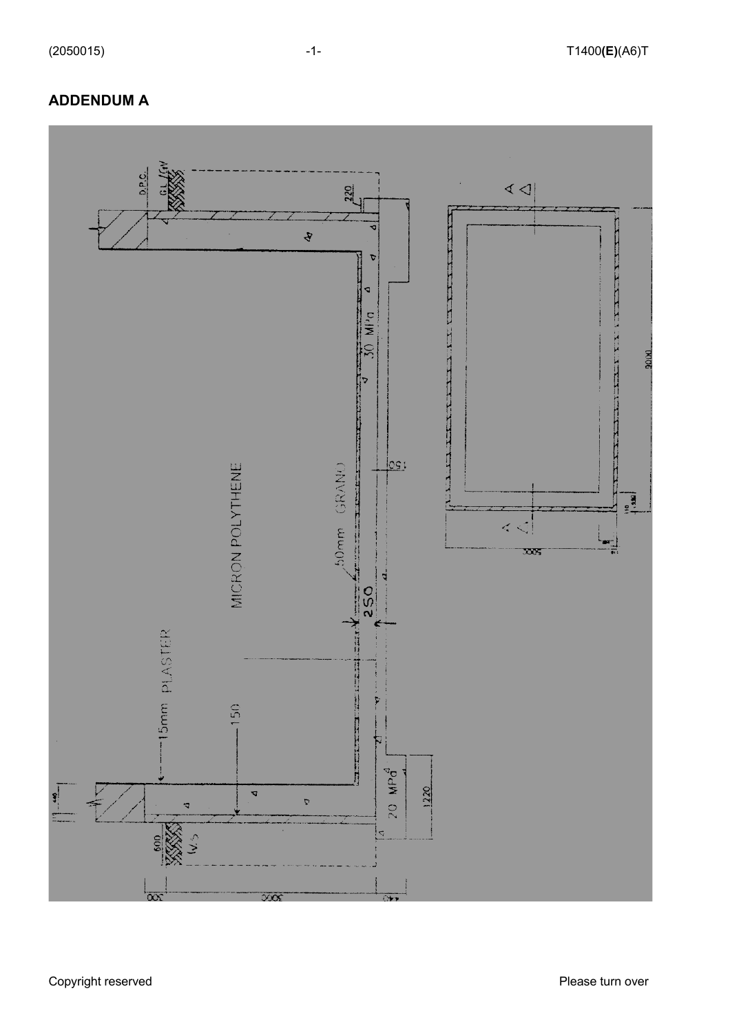## ADDENDUM A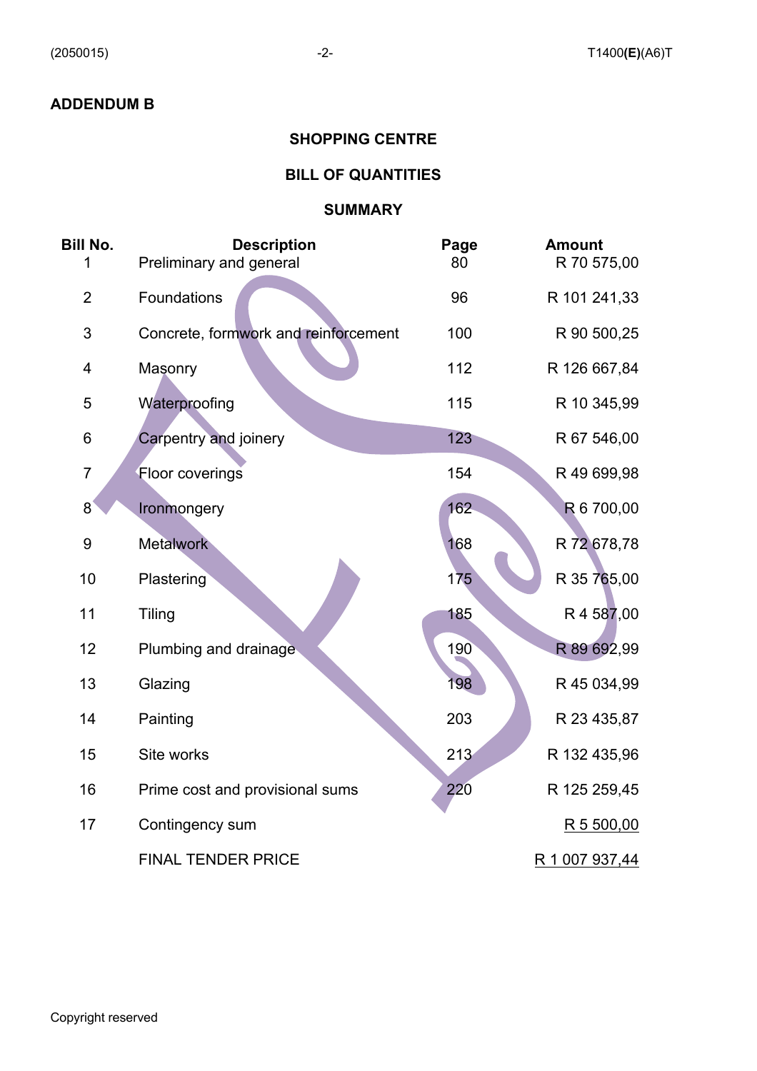**ADDENDUM B**

**SHOPPING CENTRE**

**BILL OF QUANTITIES**

**SUMMARY**

| Bill No. | Description | Page | Amount |
|---|---|---|---|
| 1 | Preliminary and general | 80 | R 70 575,00 |
| 2 | Foundations | 96 | R 101 241,33 |
| 3 | Concrete, formwork and reinforcement | 100 | R 90 500,25 |
| 4 | Masonry | 112 | R 126 667,84 |
| 5 | Waterproofing | 115 | R 10 345,99 |
| 6 | Carpentry and joinery | 123 | R 67 546,00 |
| 7 | Floor coverings | 154 | R 49 699,98 |
| 8 | Ironmongery | 162 | R 6 700,00 |
| 9 | Metalwork | 168 | R 72 678,78 |
| 10 | Plastering | 175 | R 35 765,00 |
| 11 | Tiling | 185 | R 4 587,00 |
| 12 | Plumbing and drainage | 190 | R 89 692,99 |
| 13 | Glazing | 198 | R 45 034,99 |
| 14 | Painting | 203 | R 23 435,87 |
| 15 | Site works | 213 | R 132 435,96 |
| 16 | Prime cost and provisional sums | 220 | R 125 259,45 |
| 17 | Contingency sum | | R 5 500,00 |
| | FINAL TENDER PRICE | | R 1 007 937,44 |

Copyright reserved